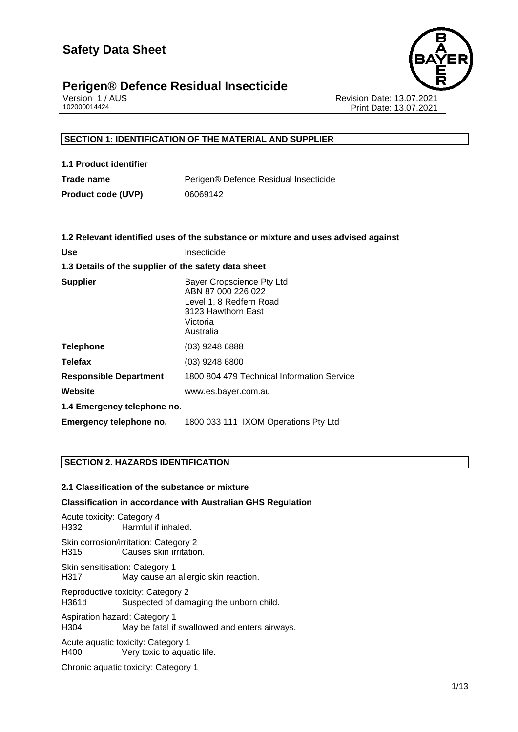# Safety Data Sheet

## Perigen® Defence Residual Insecticide

Version 1 / AUS
102000014424

Revision Date: 13.07.2021
Print Date: 13.07.2021

### SECTION 1: IDENTIFICATION OF THE MATERIAL AND SUPPLIER

**1.1 Product identifier**

| | |
|---|---|
| **Trade name** | Perigen® Defence Residual Insecticide |
| **Product code (UVP)** | 06069142 |

**1.2 Relevant identified uses of the substance or mixture and uses advised against**

| | |
|---|---|
| **Use** | Insecticide |

**1.3 Details of the supplier of the safety data sheet**

| | |
|---|---|
| **Supplier** | Bayer Cropscience Pty Ltd<br>ABN 87 000 226 022<br>Level 1, 8 Redfern Road<br>3123 Hawthorn East<br>Victoria<br>Australia |
| **Telephone** | (03) 9248 6888 |
| **Telefax** | (03) 9248 6800 |
| **Responsible Department** | 1800 804 479 Technical Information Service |
| **Website** | www.es.bayer.com.au |

**1.4 Emergency telephone no.**

| | |
|---|---|
| **Emergency telephone no.** | 1800 033 111 IXOM Operations Pty Ltd |

### SECTION 2. HAZARDS IDENTIFICATION

**2.1 Classification of the substance or mixture**

**Classification in accordance with Australian GHS Regulation**

Acute toxicity: Category 4
H332 Harmful if inhaled.

Skin corrosion/irritation: Category 2
H315 Causes skin irritation.

Skin sensitisation: Category 1
H317 May cause an allergic skin reaction.

Reproductive toxicity: Category 2
H361d Suspected of damaging the unborn child.

Aspiration hazard: Category 1
H304 May be fatal if swallowed and enters airways.

Acute aquatic toxicity: Category 1
H400 Very toxic to aquatic life.

Chronic aquatic toxicity: Category 1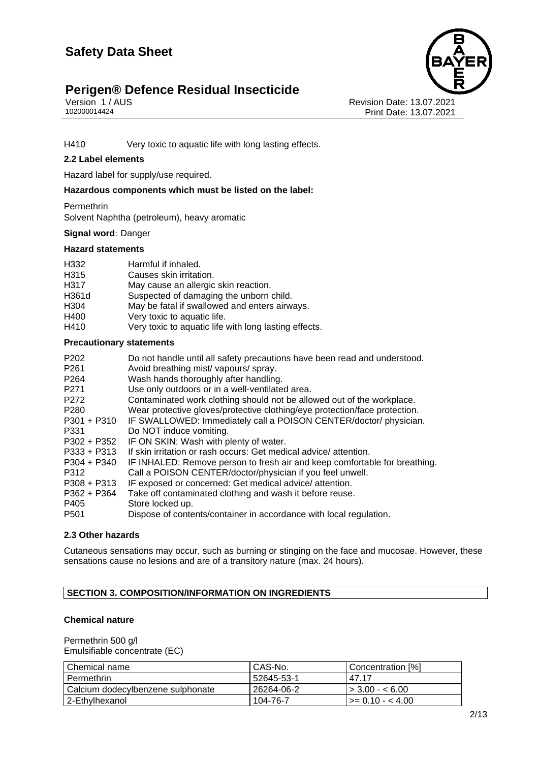H410 Very toxic to aquatic life with long lasting effects.

**2.2 Label elements**

Hazard label for supply/use required.

**Hazardous components which must be listed on the label:**

Permethrin
Solvent Naphtha (petroleum), heavy aromatic

**Signal word**: Danger

**Hazard statements**

| | |
|---|---|
| H332 | Harmful if inhaled. |
| H315 | Causes skin irritation. |
| H317 | May cause an allergic skin reaction. |
| H361d | Suspected of damaging the unborn child. |
| H304 | May be fatal if swallowed and enters airways. |
| H400 | Very toxic to aquatic life. |
| H410 | Very toxic to aquatic life with long lasting effects. |

**Precautionary statements**

| | |
|---|---|
| P202 | Do not handle until all safety precautions have been read and understood. |
| P261 | Avoid breathing mist/ vapours/ spray. |
| P264 | Wash hands thoroughly after handling. |
| P271 | Use only outdoors or in a well-ventilated area. |
| P272 | Contaminated work clothing should not be allowed out of the workplace. |
| P280 | Wear protective gloves/protective clothing/eye protection/face protection. |
| P301 + P310 | IF SWALLOWED: Immediately call a POISON CENTER/doctor/ physician. |
| P331 | Do NOT induce vomiting. |
| P302 + P352 | IF ON SKIN: Wash with plenty of water. |
| P333 + P313 | If skin irritation or rash occurs: Get medical advice/ attention. |
| P304 + P340 | IF INHALED: Remove person to fresh air and keep comfortable for breathing. |
| P312 | Call a POISON CENTER/doctor/physician if you feel unwell. |
| P308 + P313 | IF exposed or concerned: Get medical advice/ attention. |
| P362 + P364 | Take off contaminated clothing and wash it before reuse. |
| P405 | Store locked up. |
| P501 | Dispose of contents/container in accordance with local regulation. |

**2.3 Other hazards**

Cutaneous sensations may occur, such as burning or stinging on the face and mucosae. However, these sensations cause no lesions and are of a transitory nature (max. 24 hours).

## SECTION 3. COMPOSITION/INFORMATION ON INGREDIENTS

**Chemical nature**

Permethrin 500 g/l
Emulsifiable concentrate (EC)

| Chemical name | CAS-No. | Concentration [%] |
|---|---|---|
| Permethrin | 52645-53-1 | 47.17 |
| Calcium dodecylbenzene sulphonate | 26264-06-2 | > 3.00 - < 6.00 |
| 2-Ethylhexanol | 104-76-7 | >= 0.10 - < 4.00 |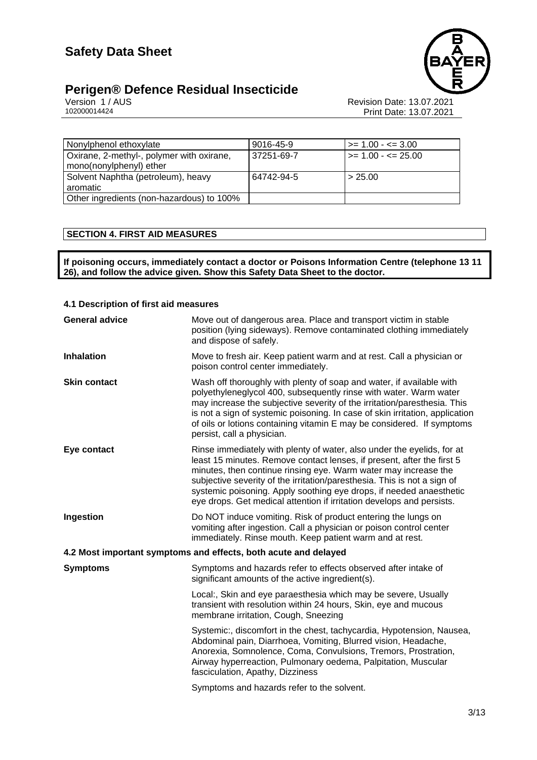| Nonylphenol ethoxylate | 9016-45-9 | >= 1.00 - <= 3.00 |
| --- | --- | --- |
| Oxirane, 2-methyl-, polymer with oxirane, mono(nonylphenyl) ether | 37251-69-7 | >= 1.00 - <= 25.00 |
| Solvent Naphtha (petroleum), heavy aromatic | 64742-94-5 | > 25.00 |
| Other ingredients (non-hazardous) to 100% | | |

## SECTION 4. FIRST AID MEASURES

**If poisoning occurs, immediately contact a doctor or Poisons Information Centre (telephone 13 11 26), and follow the advice given. Show this Safety Data Sheet to the doctor.**

### 4.1 Description of first aid measures

**General advice**
Move out of dangerous area. Place and transport victim in stable position (lying sideways). Remove contaminated clothing immediately and dispose of safely.

**Inhalation**
Move to fresh air. Keep patient warm and at rest. Call a physician or poison control center immediately.

**Skin contact**
Wash off thoroughly with plenty of soap and water, if available with polyethyleneglycol 400, subsequently rinse with water. Warm water may increase the subjective severity of the irritation/paresthesia. This is not a sign of systemic poisoning. In case of skin irritation, application of oils or lotions containing vitamin E may be considered. If symptoms persist, call a physician.

**Eye contact**
Rinse immediately with plenty of water, also under the eyelids, for at least 15 minutes. Remove contact lenses, if present, after the first 5 minutes, then continue rinsing eye. Warm water may increase the subjective severity of the irritation/paresthesia. This is not a sign of systemic poisoning. Apply soothing eye drops, if needed anaesthetic eye drops. Get medical attention if irritation develops and persists.

**Ingestion**
Do NOT induce vomiting. Risk of product entering the lungs on vomiting after ingestion. Call a physician or poison control center immediately. Rinse mouth. Keep patient warm and at rest.

### 4.2 Most important symptoms and effects, both acute and delayed

**Symptoms**
Symptoms and hazards refer to effects observed after intake of significant amounts of the active ingredient(s).

Local:, Skin and eye paraesthesia which may be severe, Usually transient with resolution within 24 hours, Skin, eye and mucous membrane irritation, Cough, Sneezing

Systemic:, discomfort in the chest, tachycardia, Hypotension, Nausea, Abdominal pain, Diarrhoea, Vomiting, Blurred vision, Headache, Anorexia, Somnolence, Coma, Convulsions, Tremors, Prostration, Airway hyperreaction, Pulmonary oedema, Palpitation, Muscular fasciculation, Apathy, Dizziness

Symptoms and hazards refer to the solvent.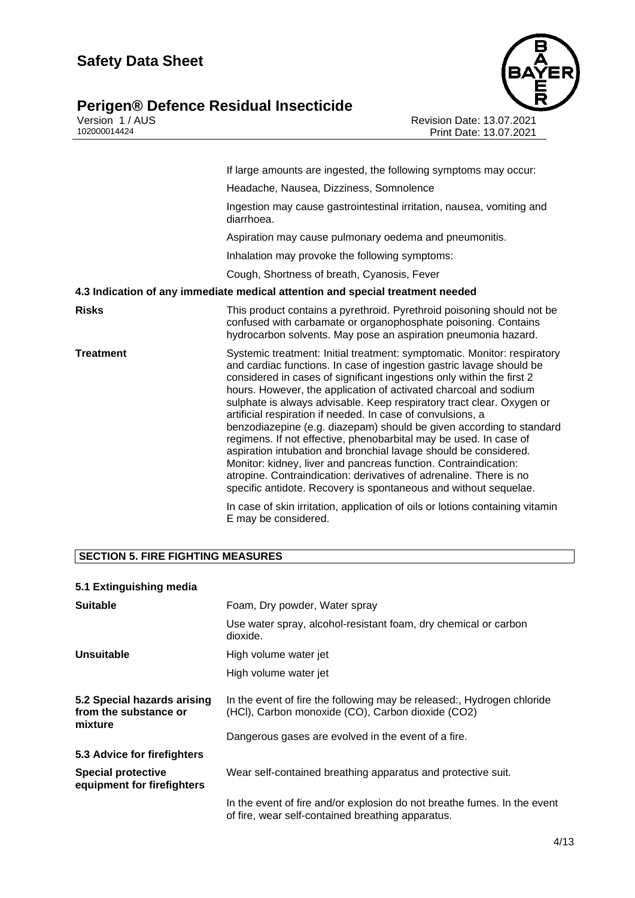If large amounts are ingested, the following symptoms may occur:

Headache, Nausea, Dizziness, Somnolence

Ingestion may cause gastrointestinal irritation, nausea, vomiting and diarrhoea.

Aspiration may cause pulmonary oedema and pneumonitis.

Inhalation may provoke the following symptoms:

Cough, Shortness of breath, Cyanosis, Fever

### 4.3 Indication of any immediate medical attention and special treatment needed

**Risks**

This product contains a pyrethroid. Pyrethroid poisoning should not be confused with carbamate or organophosphate poisoning. Contains hydrocarbon solvents. May pose an aspiration pneumonia hazard.

**Treatment**

Systemic treatment: Initial treatment: symptomatic. Monitor: respiratory and cardiac functions. In case of ingestion gastric lavage should be considered in cases of significant ingestions only within the first 2 hours. However, the application of activated charcoal and sodium sulphate is always advisable. Keep respiratory tract clear. Oxygen or artificial respiration if needed. In case of convulsions, a benzodiazepine (e.g. diazepam) should be given according to standard regimens. If not effective, phenobarbital may be used. In case of aspiration intubation and bronchial lavage should be considered. Monitor: kidney, liver and pancreas function. Contraindication: atropine. Contraindication: derivatives of adrenaline. There is no specific antidote. Recovery is spontaneous and without sequelae.

In case of skin irritation, application of oils or lotions containing vitamin E may be considered.

## SECTION 5. FIRE FIGHTING MEASURES

### 5.1 Extinguishing media

**Suitable**

Foam, Dry powder, Water spray

Use water spray, alcohol-resistant foam, dry chemical or carbon dioxide.

**Unsuitable**

High volume water jet

High volume water jet

### 5.2 Special hazards arising from the substance or mixture

In the event of fire the following may be released:, Hydrogen chloride (HCl), Carbon monoxide (CO), Carbon dioxide ($CO_2$)

Dangerous gases are evolved in the event of a fire.

### 5.3 Advice for firefighters

**Special protective equipment for firefighters**

Wear self-contained breathing apparatus and protective suit.

In the event of fire and/or explosion do not breathe fumes. In the event of fire, wear self-contained breathing apparatus.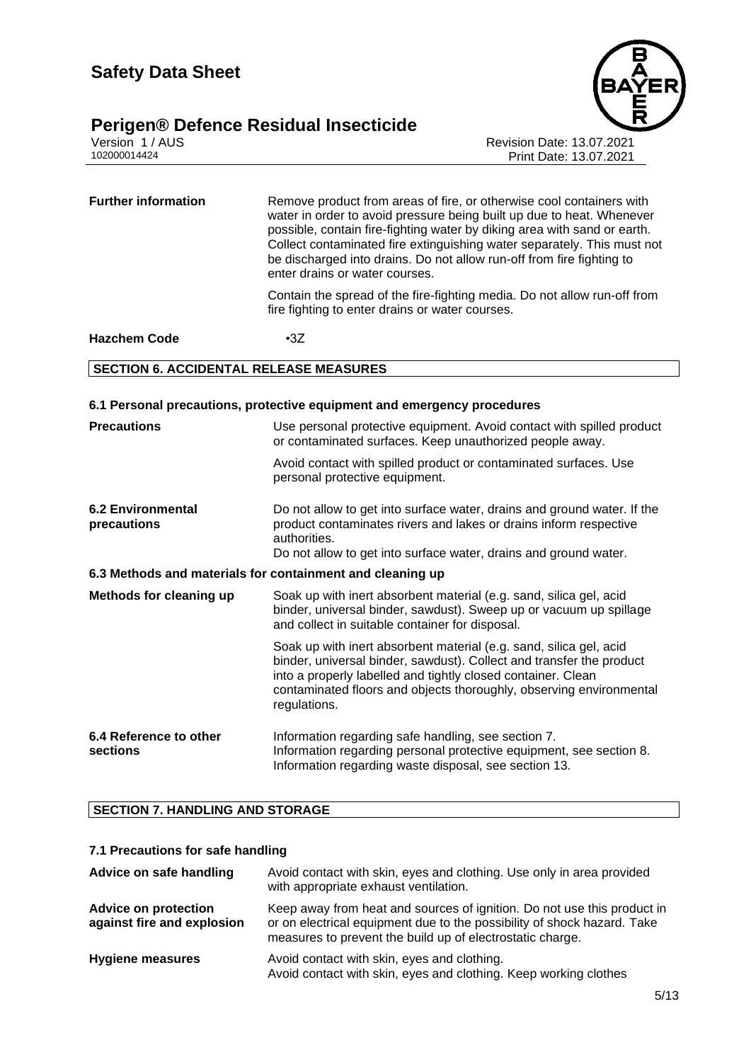| | |
|---|---|
| **Further information** | Remove product from areas of fire, or otherwise cool containers with water in order to avoid pressure being built up due to heat. Whenever possible, contain fire-fighting water by diking area with sand or earth. Collect contaminated fire extinguishing water separately. This must not be discharged into drains. Do not allow run-off from fire fighting to enter drains or water courses.<br><br>Contain the spread of the fire-fighting media. Do not allow run-off from fire fighting to enter drains or water courses. |
| **Hazchem Code** | •3Z |

## SECTION 6. ACCIDENTAL RELEASE MEASURES

### 6.1 Personal precautions, protective equipment and emergency procedures

| | |
|---|---|
| **Precautions** | Use personal protective equipment. Avoid contact with spilled product or contaminated surfaces. Keep unauthorized people away.<br><br>Avoid contact with spilled product or contaminated surfaces. Use personal protective equipment. |
| **6.2 Environmental precautions** | Do not allow to get into surface water, drains and ground water. If the product contaminates rivers and lakes or drains inform respective authorities.<br>Do not allow to get into surface water, drains and ground water. |

### 6.3 Methods and materials for containment and cleaning up

| | |
|---|---|
| **Methods for cleaning up** | Soak up with inert absorbent material (e.g. sand, silica gel, acid binder, universal binder, sawdust). Sweep up or vacuum up spillage and collect in suitable container for disposal.<br><br>Soak up with inert absorbent material (e.g. sand, silica gel, acid binder, universal binder, sawdust). Collect and transfer the product into a properly labelled and tightly closed container. Clean contaminated floors and objects thoroughly, observing environmental regulations. |
| **6.4 Reference to other sections** | Information regarding safe handling, see section 7.<br>Information regarding personal protective equipment, see section 8.<br>Information regarding waste disposal, see section 13. |

## SECTION 7. HANDLING AND STORAGE

### 7.1 Precautions for safe handling

| | |
|---|---|
| **Advice on safe handling** | Avoid contact with skin, eyes and clothing. Use only in area provided with appropriate exhaust ventilation. |
| **Advice on protection against fire and explosion** | Keep away from heat and sources of ignition. Do not use this product in or on electrical equipment due to the possibility of shock hazard. Take measures to prevent the build up of electrostatic charge. |
| **Hygiene measures** | Avoid contact with skin, eyes and clothing.<br>Avoid contact with skin, eyes and clothing. Keep working clothes |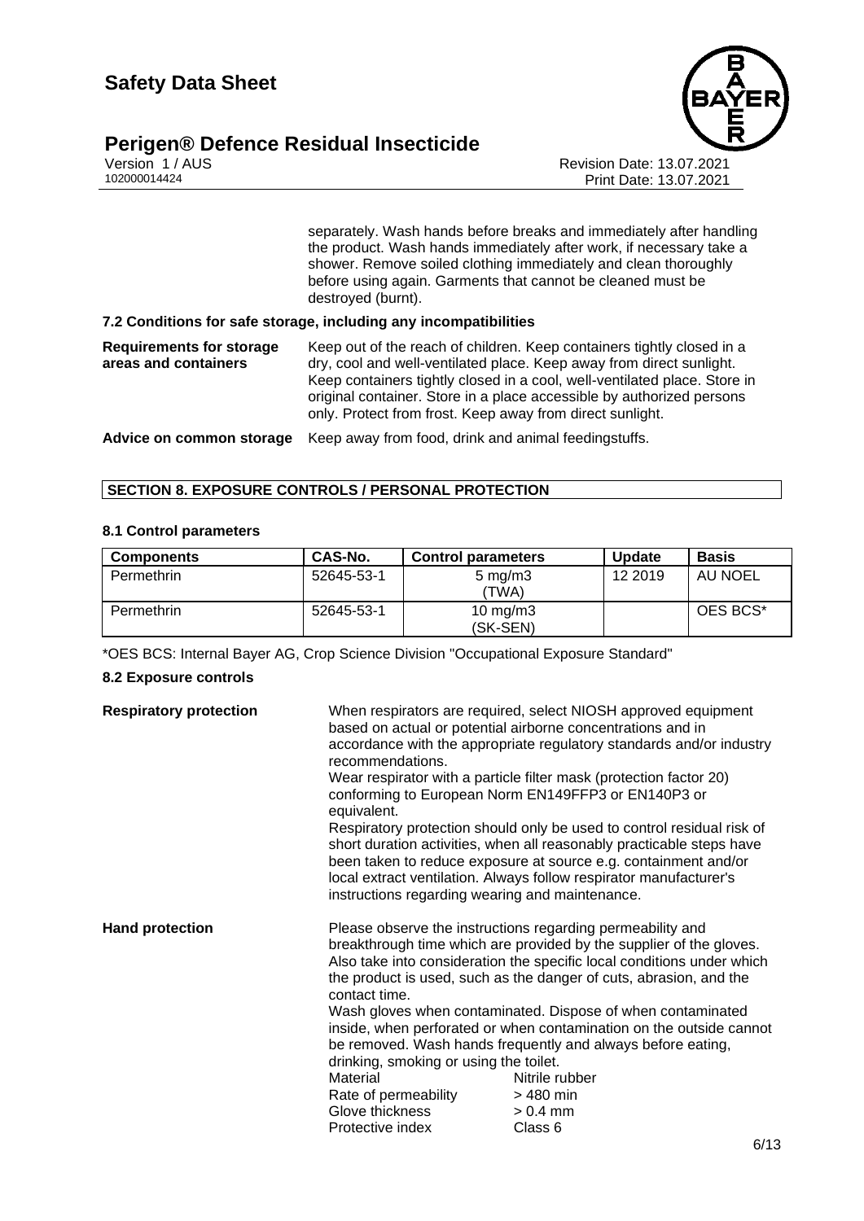separately. Wash hands before breaks and immediately after handling the product. Wash hands immediately after work, if necessary take a shower. Remove soiled clothing immediately and clean thoroughly before using again. Garments that cannot be cleaned must be destroyed (burnt).

### 7.2 Conditions for safe storage, including any incompatibilities

**Requirements for storage areas and containers**
Keep out of the reach of children. Keep containers tightly closed in a dry, cool and well-ventilated place. Keep away from direct sunlight. Keep containers tightly closed in a cool, well-ventilated place. Store in original container. Store in a place accessible by authorized persons only. Protect from frost. Keep away from direct sunlight.

**Advice on common storage**
Keep away from food, drink and animal feedingstuffs.

## SECTION 8. EXPOSURE CONTROLS / PERSONAL PROTECTION

### 8.1 Control parameters

| Components | CAS-No. | Control parameters | Update | Basis |
|---|---|---|---|---|
| Permethrin | 52645-53-1 | 5 mg/m3 (TWA) | 12 2019 | AU NOEL |
| Permethrin | 52645-53-1 | 10 mg/m3 (SK-SEN) | | OES BCS* |

*OES BCS: Internal Bayer AG, Crop Science Division "Occupational Exposure Standard"

### 8.2 Exposure controls

**Respiratory protection**
When respirators are required, select NIOSH approved equipment based on actual or potential airborne concentrations and in accordance with the appropriate regulatory standards and/or industry recommendations.
Wear respirator with a particle filter mask (protection factor 20) conforming to European Norm EN149FFP3 or EN140P3 or equivalent.
Respiratory protection should only be used to control residual risk of short duration activities, when all reasonably practicable steps have been taken to reduce exposure at source e.g. containment and/or local extract ventilation. Always follow respirator manufacturer's instructions regarding wearing and maintenance.

**Hand protection**
Please observe the instructions regarding permeability and breakthrough time which are provided by the supplier of the gloves. Also take into consideration the specific local conditions under which the product is used, such as the danger of cuts, abrasion, and the contact time.
Wash gloves when contaminated. Dispose of when contaminated inside, when perforated or when contamination on the outside cannot be removed. Wash hands frequently and always before eating, drinking, smoking or using the toilet.

| | |
|---|---|
| Material | Nitrile rubber |
| Rate of permeability | > 480 min |
| Glove thickness | > 0.4 mm |
| Protective index | Class 6 |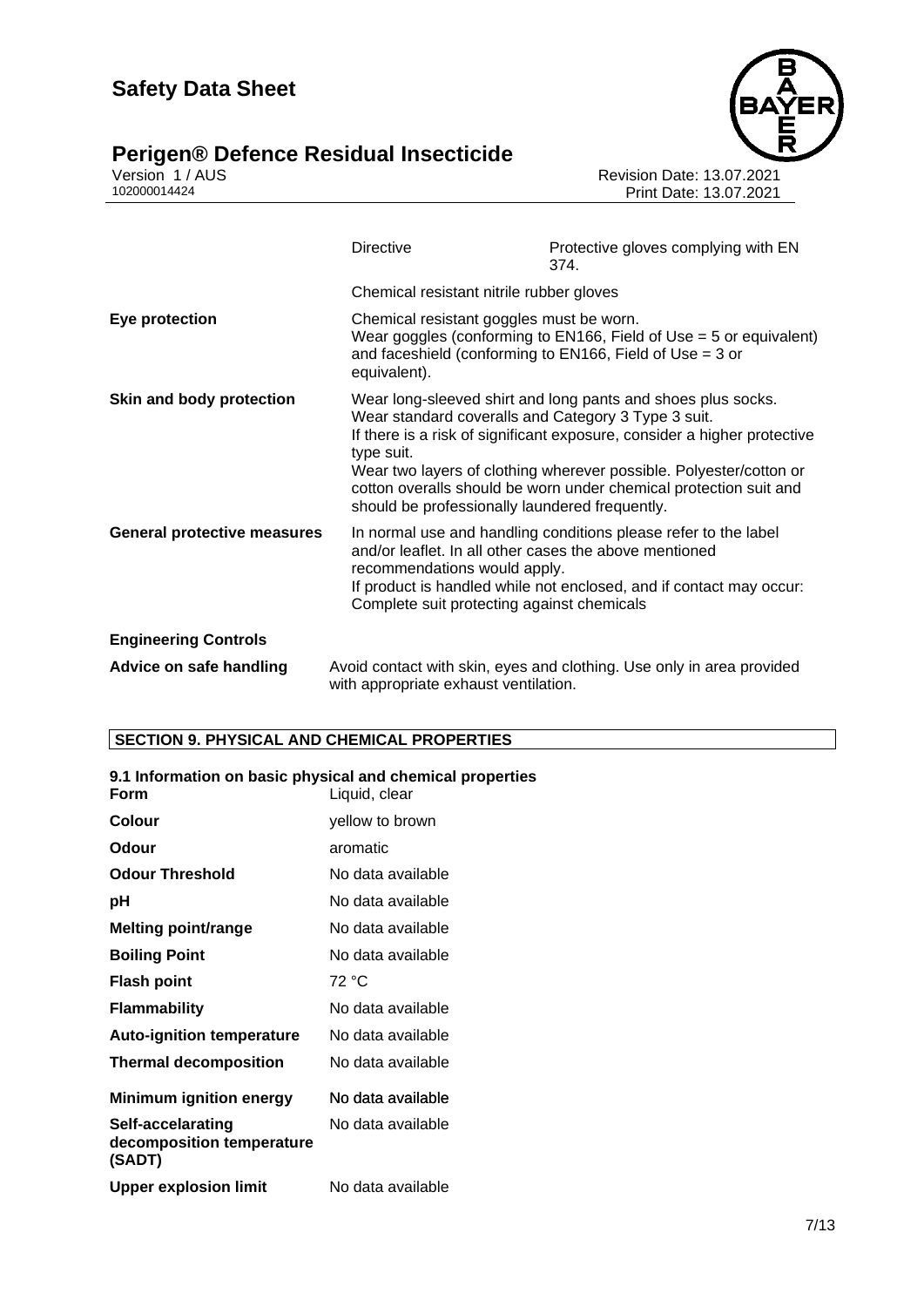| | | |
|---|---|---|
| | Directive | Protective gloves complying with EN 374. |
| | Chemical resistant nitrile rubber gloves | |
| **Eye protection** | Chemical resistant goggles must be worn.<br>Wear goggles (conforming to EN166, Field of Use = 5 or equivalent) and faceshield (conforming to EN166, Field of Use = 3 or equivalent). | |
| **Skin and body protection** | Wear long-sleeved shirt and long pants and shoes plus socks.<br>Wear standard coveralls and Category 3 Type 3 suit.<br>If there is a risk of significant exposure, consider a higher protective type suit.<br>Wear two layers of clothing wherever possible. Polyester/cotton or cotton overalls should be worn under chemical protection suit and should be professionally laundered frequently. | |
| **General protective measures** | In normal use and handling conditions please refer to the label and/or leaflet. In all other cases the above mentioned recommendations would apply.<br>If product is handled while not enclosed, and if contact may occur: Complete suit protecting against chemicals | |

**Engineering Controls**

**Advice on safe handling** Avoid contact with skin, eyes and clothing. Use only in area provided with appropriate exhaust ventilation.

## SECTION 9. PHYSICAL AND CHEMICAL PROPERTIES

**9.1 Information on basic physical and chemical properties**

| | |
|---|---|
| **Form** | Liquid, clear |
| **Colour** | yellow to brown |
| **Odour** | aromatic |
| **Odour Threshold** | No data available |
| **pH** | No data available |
| **Melting point/range** | No data available |
| **Boiling Point** | No data available |
| **Flash point** | 72 °C |
| **Flammability** | No data available |
| **Auto-ignition temperature** | No data available |
| **Thermal decomposition** | No data available |
| **Minimum ignition energy** | No data available |
| **Self-accelarating decomposition temperature (SADT)** | No data available |
| **Upper explosion limit** | No data available |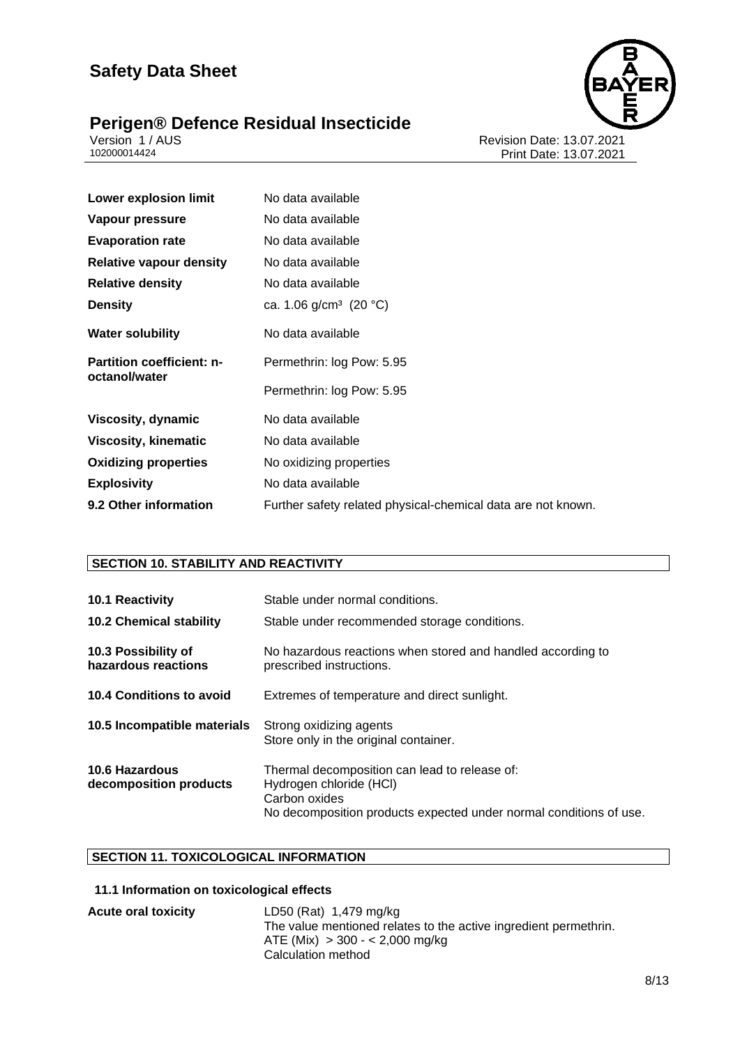| | |
|---|---|
| **Lower explosion limit** | No data available |
| **Vapour pressure** | No data available |
| **Evaporation rate** | No data available |
| **Relative vapour density** | No data available |
| **Relative density** | No data available |
| **Density** | ca. 1.06 g/cm³ (20 °C) |
| **Water solubility** | No data available |
| **Partition coefficient: n-octanol/water** | Permethrin: log Pow: 5.95<br>Permethrin: log Pow: 5.95 |
| **Viscosity, dynamic** | No data available |
| **Viscosity, kinematic** | No data available |
| **Oxidizing properties** | No oxidizing properties |
| **Explosivity** | No data available |
| **9.2 Other information** | Further safety related physical-chemical data are not known. |

## SECTION 10. STABILITY AND REACTIVITY

| | |
|---|---|
| **10.1 Reactivity** | Stable under normal conditions. |
| **10.2 Chemical stability** | Stable under recommended storage conditions. |
| **10.3 Possibility of hazardous reactions** | No hazardous reactions when stored and handled according to prescribed instructions. |
| **10.4 Conditions to avoid** | Extremes of temperature and direct sunlight. |
| **10.5 Incompatible materials** | Strong oxidizing agents<br>Store only in the original container. |
| **10.6 Hazardous decomposition products** | Thermal decomposition can lead to release of:<br>Hydrogen chloride (HCl)<br>Carbon oxides<br>No decomposition products expected under normal conditions of use. |

## SECTION 11. TOXICOLOGICAL INFORMATION

### 11.1 Information on toxicological effects

| | |
|---|---|
| **Acute oral toxicity** | LD50 (Rat) 1,479 mg/kg<br>The value mentioned relates to the active ingredient permethrin.<br>ATE (Mix) > 300 - < 2,000 mg/kg<br>Calculation method |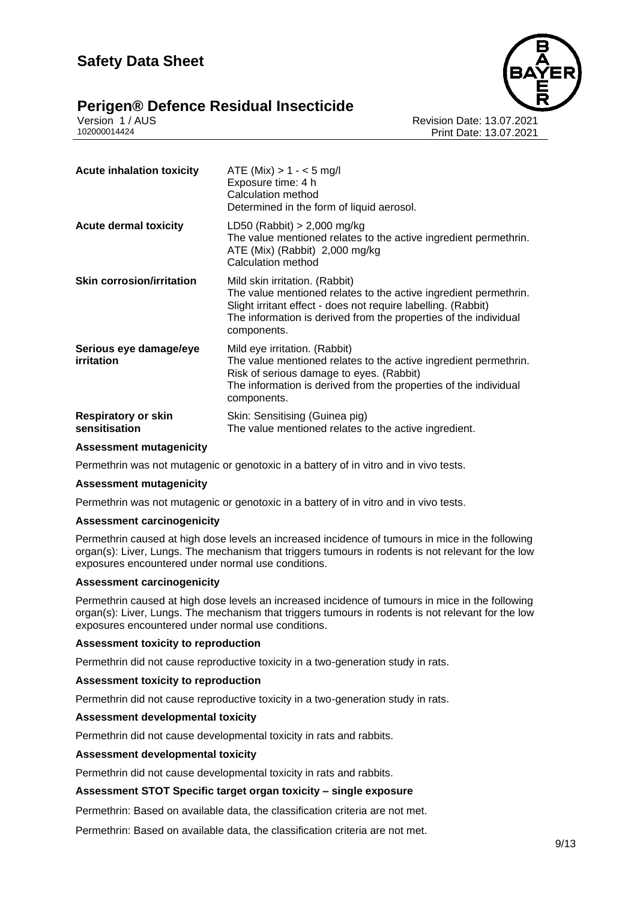| | |
|---|---|
| **Acute inhalation toxicity** | ATE (Mix) > 1 - < 5 mg/l<br>Exposure time: 4 h<br>Calculation method<br>Determined in the form of liquid aerosol. |
| **Acute dermal toxicity** | LD50 (Rabbit) > 2,000 mg/kg<br>The value mentioned relates to the active ingredient permethrin.<br>ATE (Mix) (Rabbit) 2,000 mg/kg<br>Calculation method |
| **Skin corrosion/irritation** | Mild skin irritation. (Rabbit)<br>The value mentioned relates to the active ingredient permethrin.<br>Slight irritant effect - does not require labelling. (Rabbit)<br>The information is derived from the properties of the individual components. |
| **Serious eye damage/eye irritation** | Mild eye irritation. (Rabbit)<br>The value mentioned relates to the active ingredient permethrin.<br>Risk of serious damage to eyes. (Rabbit)<br>The information is derived from the properties of the individual components. |
| **Respiratory or skin sensitisation** | Skin: Sensitising (Guinea pig)<br>The value mentioned relates to the active ingredient. |

**Assessment mutagenicity**

Permethrin was not mutagenic or genotoxic in a battery of in vitro and in vivo tests.

**Assessment mutagenicity**

Permethrin was not mutagenic or genotoxic in a battery of in vitro and in vivo tests.

**Assessment carcinogenicity**

Permethrin caused at high dose levels an increased incidence of tumours in mice in the following organ(s): Liver, Lungs. The mechanism that triggers tumours in rodents is not relevant for the low exposures encountered under normal use conditions.

**Assessment carcinogenicity**

Permethrin caused at high dose levels an increased incidence of tumours in mice in the following organ(s): Liver, Lungs. The mechanism that triggers tumours in rodents is not relevant for the low exposures encountered under normal use conditions.

**Assessment toxicity to reproduction**

Permethrin did not cause reproductive toxicity in a two-generation study in rats.

**Assessment toxicity to reproduction**

Permethrin did not cause reproductive toxicity in a two-generation study in rats.

**Assessment developmental toxicity**

Permethrin did not cause developmental toxicity in rats and rabbits.

**Assessment developmental toxicity**

Permethrin did not cause developmental toxicity in rats and rabbits.

**Assessment STOT Specific target organ toxicity – single exposure**

Permethrin: Based on available data, the classification criteria are not met.

Permethrin: Based on available data, the classification criteria are not met.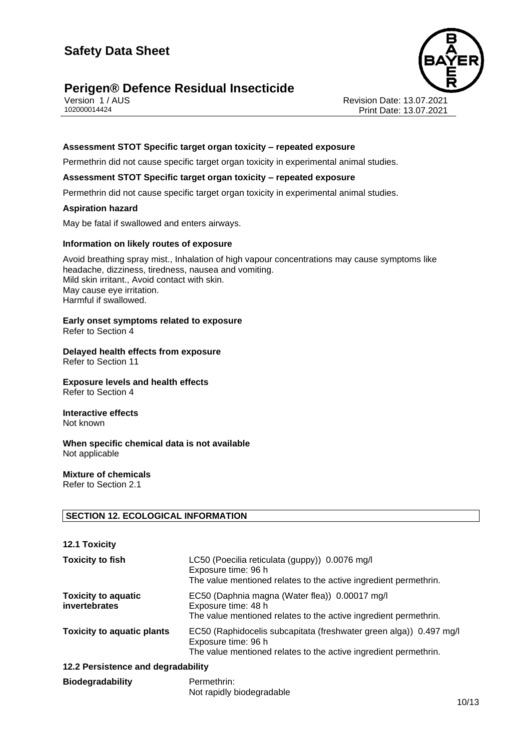**Assessment STOT Specific target organ toxicity – repeated exposure**

Permethrin did not cause specific target organ toxicity in experimental animal studies.

**Assessment STOT Specific target organ toxicity – repeated exposure**

Permethrin did not cause specific target organ toxicity in experimental animal studies.

**Aspiration hazard**

May be fatal if swallowed and enters airways.

**Information on likely routes of exposure**

Avoid breathing spray mist., Inhalation of high vapour concentrations may cause symptoms like headache, dizziness, tiredness, nausea and vomiting.
Mild skin irritant., Avoid contact with skin.
May cause eye irritation.
Harmful if swallowed.

**Early onset symptoms related to exposure**
Refer to Section 4

**Delayed health effects from exposure**
Refer to Section 11

**Exposure levels and health effects**
Refer to Section 4

**Interactive effects**
Not known

**When specific chemical data is not available**
Not applicable

**Mixture of chemicals**
Refer to Section 2.1

## SECTION 12. ECOLOGICAL INFORMATION

### 12.1 Toxicity

| | |
|---|---|
| **Toxicity to fish** | LC50 (Poecilia reticulata (guppy)) 0.0076 mg/l<br>Exposure time: 96 h<br>The value mentioned relates to the active ingredient permethrin. |
| **Toxicity to aquatic invertebrates** | EC50 (Daphnia magna (Water flea)) 0.00017 mg/l<br>Exposure time: 48 h<br>The value mentioned relates to the active ingredient permethrin. |
| **Toxicity to aquatic plants** | EC50 (Raphidocelis subcapitata (freshwater green alga)) 0.497 mg/l<br>Exposure time: 96 h<br>The value mentioned relates to the active ingredient permethrin. |

### 12.2 Persistence and degradability

| | |
|---|---|
| **Biodegradability** | Permethrin:<br>Not rapidly biodegradable |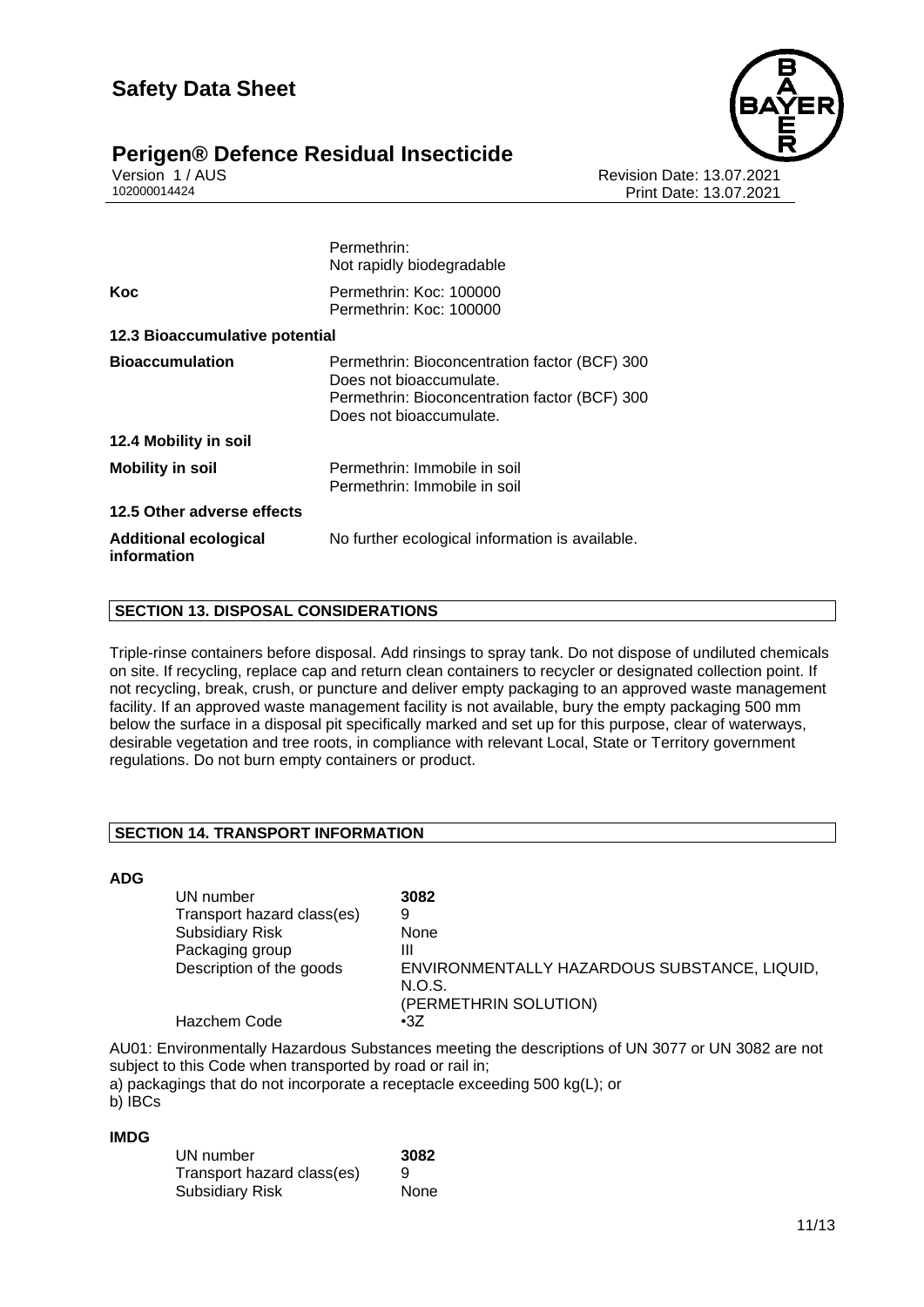| | |
|---|---|
| | Permethrin:<br>Not rapidly biodegradable |
| **Koc** | Permethrin: Koc: 100000<br>Permethrin: Koc: 100000 |

**12.3 Bioaccumulative potential**

| | |
|---|---|
| **Bioaccumulation** | Permethrin: Bioconcentration factor (BCF) 300<br>Does not bioaccumulate.<br>Permethrin: Bioconcentration factor (BCF) 300<br>Does not bioaccumulate. |

**12.4 Mobility in soil**

| | |
|---|---|
| **Mobility in soil** | Permethrin: Immobile in soil<br>Permethrin: Immobile in soil |

**12.5 Other adverse effects**

| | |
|---|---|
| **Additional ecological information** | No further ecological information is available. |

## SECTION 13. DISPOSAL CONSIDERATIONS

Triple-rinse containers before disposal. Add rinsings to spray tank. Do not dispose of undiluted chemicals on site. If recycling, replace cap and return clean containers to recycler or designated collection point. If not recycling, break, crush, or puncture and deliver empty packaging to an approved waste management facility. If an approved waste management facility is not available, bury the empty packaging 500 mm below the surface in a disposal pit specifically marked and set up for this purpose, clear of waterways, desirable vegetation and tree roots, in compliance with relevant Local, State or Territory government regulations. Do not burn empty containers or product.

## SECTION 14. TRANSPORT INFORMATION

**ADG**

| | |
|---|---|
| UN number | **3082** |
| Transport hazard class(es) | 9 |
| Subsidiary Risk | None |
| Packaging group | III |
| Description of the goods | ENVIRONMENTALLY HAZARDOUS SUBSTANCE, LIQUID, N.O.S.<br>(PERMETHRIN SOLUTION) |
| Hazchem Code | •3Z |

AU01: Environmentally Hazardous Substances meeting the descriptions of UN 3077 or UN 3082 are not subject to this Code when transported by road or rail in;
a) packagings that do not incorporate a receptacle exceeding 500 kg(L); or
b) IBCs

**IMDG**

| | |
|---|---|
| UN number | **3082** |
| Transport hazard class(es) | 9 |
| Subsidiary Risk | None |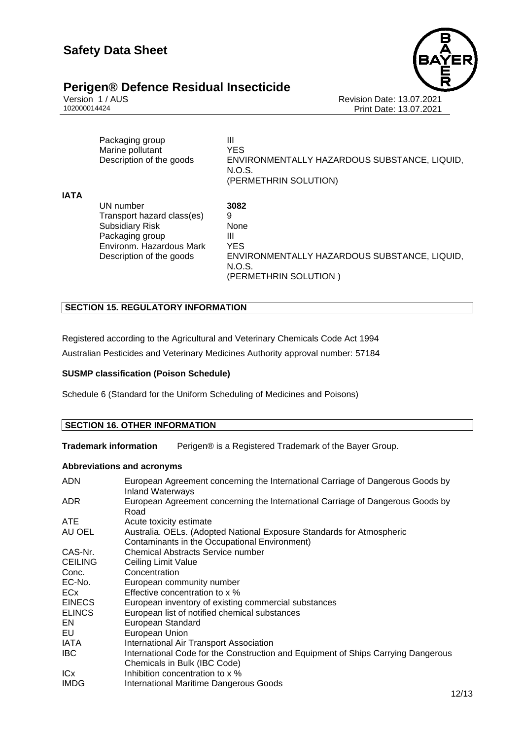| | |
|---|---|
| Packaging group | III |
| Marine pollutant | YES |
| Description of the goods | ENVIRONMENTALLY HAZARDOUS SUBSTANCE, LIQUID, N.O.S. (PERMETHRIN SOLUTION) |

**IATA**

| | |
|---|---|
| UN number | **3082** |
| Transport hazard class(es) | 9 |
| Subsidiary Risk | None |
| Packaging group | III |
| Environm. Hazardous Mark | YES |
| Description of the goods | ENVIRONMENTALLY HAZARDOUS SUBSTANCE, LIQUID, N.O.S. (PERMETHRIN SOLUTION ) |

## SECTION 15. REGULATORY INFORMATION

Registered according to the Agricultural and Veterinary Chemicals Code Act 1994

Australian Pesticides and Veterinary Medicines Authority approval number: 57184

**SUSMP classification (Poison Schedule)**

Schedule 6 (Standard for the Uniform Scheduling of Medicines and Poisons)

## SECTION 16. OTHER INFORMATION

**Trademark information** Perigen® is a Registered Trademark of the Bayer Group.

**Abbreviations and acronyms**

| | |
|---|---|
| ADN | European Agreement concerning the International Carriage of Dangerous Goods by Inland Waterways |
| ADR | European Agreement concerning the International Carriage of Dangerous Goods by Road |
| ATE | Acute toxicity estimate |
| AU OEL | Australia. OELs. (Adopted National Exposure Standards for Atmospheric Contaminants in the Occupational Environment) |
| CAS-Nr. | Chemical Abstracts Service number |
| CEILING | Ceiling Limit Value |
| Conc. | Concentration |
| EC-No. | European community number |
| ECx | Effective concentration to x % |
| EINECS | European inventory of existing commercial substances |
| ELINCS | European list of notified chemical substances |
| EN | European Standard |
| EU | European Union |
| IATA | International Air Transport Association |
| IBC | International Code for the Construction and Equipment of Ships Carrying Dangerous Chemicals in Bulk (IBC Code) |
| ICx | Inhibition concentration to x % |
| IMDG | International Maritime Dangerous Goods |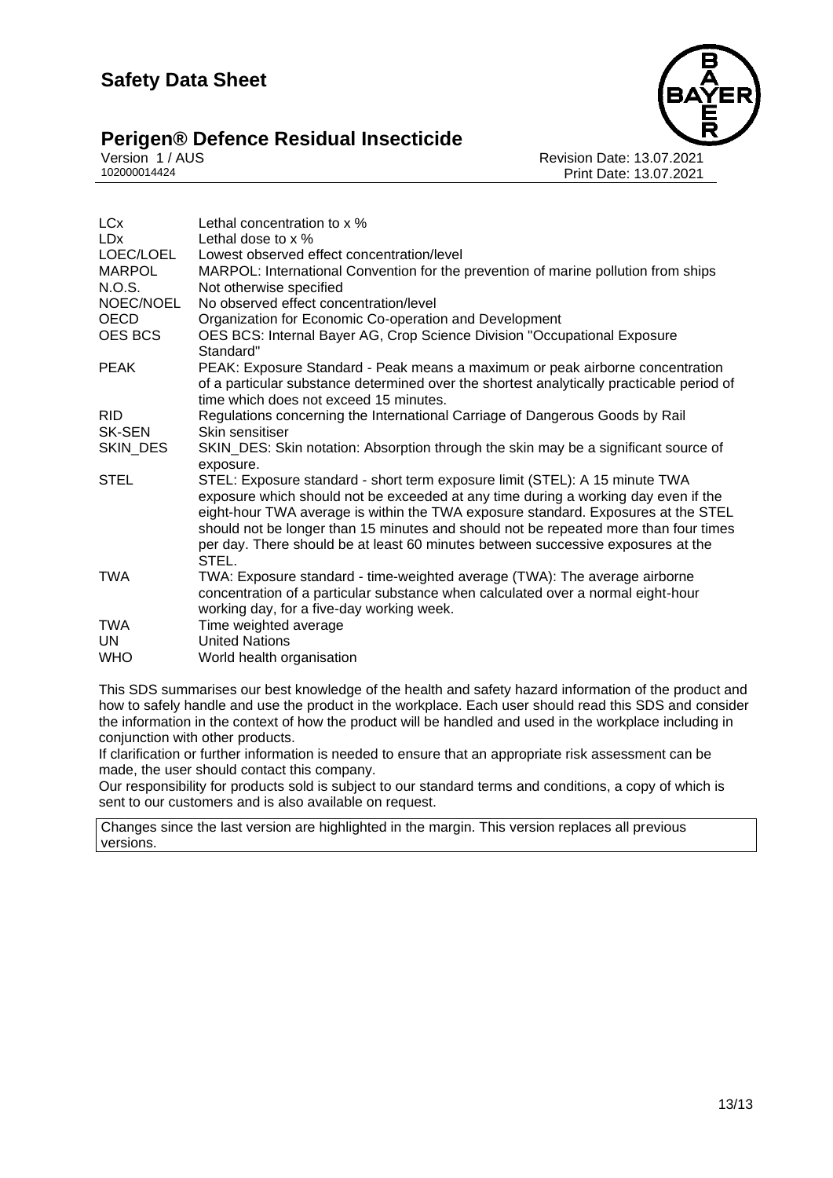| | |
|---|---|
| LCx | Lethal concentration to x % |
| LDx | Lethal dose to x % |
| LOEC/LOEL | Lowest observed effect concentration/level |
| MARPOL | MARPOL: International Convention for the prevention of marine pollution from ships |
| N.O.S. | Not otherwise specified |
| NOEC/NOEL | No observed effect concentration/level |
| OECD | Organization for Economic Co-operation and Development |
| OES BCS | OES BCS: Internal Bayer AG, Crop Science Division "Occupational Exposure Standard" |
| PEAK | PEAK: Exposure Standard - Peak means a maximum or peak airborne concentration of a particular substance determined over the shortest analytically practicable period of time which does not exceed 15 minutes. |
| RID | Regulations concerning the International Carriage of Dangerous Goods by Rail |
| SK-SEN | Skin sensitiser |
| SKIN_DES | SKIN_DES: Skin notation: Absorption through the skin may be a significant source of exposure. |
| STEL | STEL: Exposure standard - short term exposure limit (STEL): A 15 minute TWA exposure which should not be exceeded at any time during a working day even if the eight-hour TWA average is within the TWA exposure standard. Exposures at the STEL should not be longer than 15 minutes and should not be repeated more than four times per day. There should be at least 60 minutes between successive exposures at the STEL. |
| TWA | TWA: Exposure standard - time-weighted average (TWA): The average airborne concentration of a particular substance when calculated over a normal eight-hour working day, for a five-day working week. |
| TWA | Time weighted average |
| UN | United Nations |
| WHO | World health organisation |

This SDS summarises our best knowledge of the health and safety hazard information of the product and how to safely handle and use the product in the workplace. Each user should read this SDS and consider the information in the context of how the product will be handled and used in the workplace including in conjunction with other products.

If clarification or further information is needed to ensure that an appropriate risk assessment can be made, the user should contact this company.

Our responsibility for products sold is subject to our standard terms and conditions, a copy of which is sent to our customers and is also available on request.

Changes since the last version are highlighted in the margin. This version replaces all previous versions.